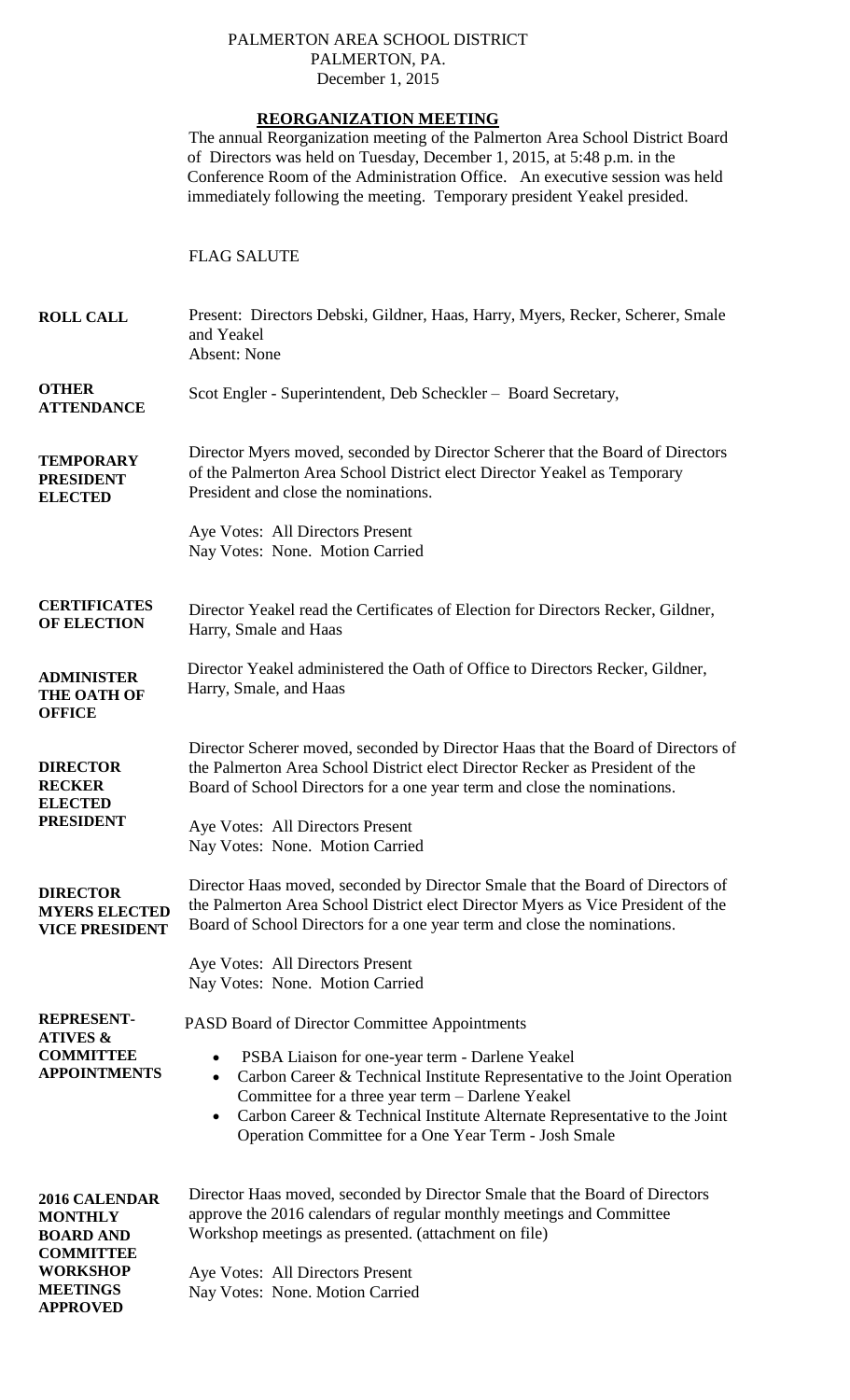PALMERTON AREA SCHOOL DISTRICT
PALMERTON, PA.
December 1, 2015

## REORGANIZATION MEETING

The annual Reorganization meeting of the Palmerton Area School District Board of Directors was held on Tuesday, December 1, 2015, at 5:48 p.m. in the Conference Room of the Administration Office. An executive session was held immediately following the meeting. Temporary president Yeakel presided.

FLAG SALUTE

**ROLL CALL**

Present: Directors Debski, Gildner, Haas, Harry, Myers, Recker, Scherer, Smale and Yeakel
Absent: None

**OTHER ATTENDANCE**

Scot Engler - Superintendent, Deb Scheckler – Board Secretary,

**TEMPORARY PRESIDENT ELECTED**

Director Myers moved, seconded by Director Scherer that the Board of Directors of the Palmerton Area School District elect Director Yeakel as Temporary President and close the nominations.

Aye Votes: All Directors Present
Nay Votes: None. Motion Carried

**CERTIFICATES OF ELECTION**

Director Yeakel read the Certificates of Election for Directors Recker, Gildner, Harry, Smale and Haas

**ADMINISTER THE OATH OF OFFICE**

Director Yeakel administered the Oath of Office to Directors Recker, Gildner, Harry, Smale, and Haas

**DIRECTOR RECKER ELECTED PRESIDENT**

Director Scherer moved, seconded by Director Haas that the Board of Directors of the Palmerton Area School District elect Director Recker as President of the Board of School Directors for a one year term and close the nominations.

Aye Votes: All Directors Present
Nay Votes: None. Motion Carried

**DIRECTOR MYERS ELECTED VICE PRESIDENT**

Director Haas moved, seconded by Director Smale that the Board of Directors of the Palmerton Area School District elect Director Myers as Vice President of the Board of School Directors for a one year term and close the nominations.

Aye Votes: All Directors Present
Nay Votes: None. Motion Carried

**REPRESENTATIVES & COMMITTEE APPOINTMENTS**

PASD Board of Director Committee Appointments

- PSBA Liaison for one-year term - Darlene Yeakel
- Carbon Career & Technical Institute Representative to the Joint Operation Committee for a three year term – Darlene Yeakel
- Carbon Career & Technical Institute Alternate Representative to the Joint Operation Committee for a One Year Term - Josh Smale

**2016 CALENDAR MONTHLY BOARD AND COMMITTEE WORKSHOP MEETINGS APPROVED**

Director Haas moved, seconded by Director Smale that the Board of Directors approve the 2016 calendars of regular monthly meetings and Committee Workshop meetings as presented. (attachment on file)

Aye Votes: All Directors Present
Nay Votes: None. Motion Carried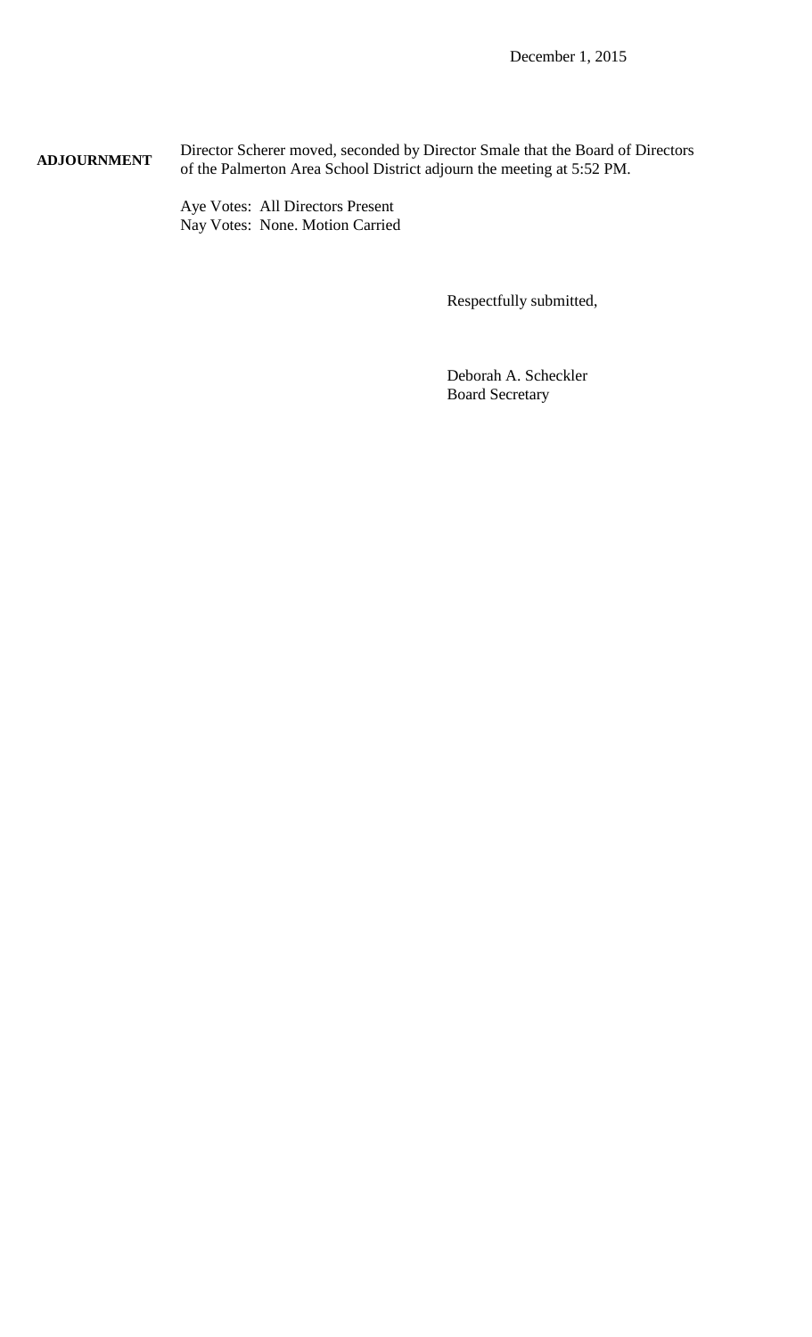**ADJOURNMENT**

Director Scherer moved, seconded by Director Smale that the Board of Directors of the Palmerton Area School District adjourn the meeting at 5:52 PM.

Aye Votes: All Directors Present
Nay Votes: None. Motion Carried

Respectfully submitted,

Deborah A. Scheckler
Board Secretary